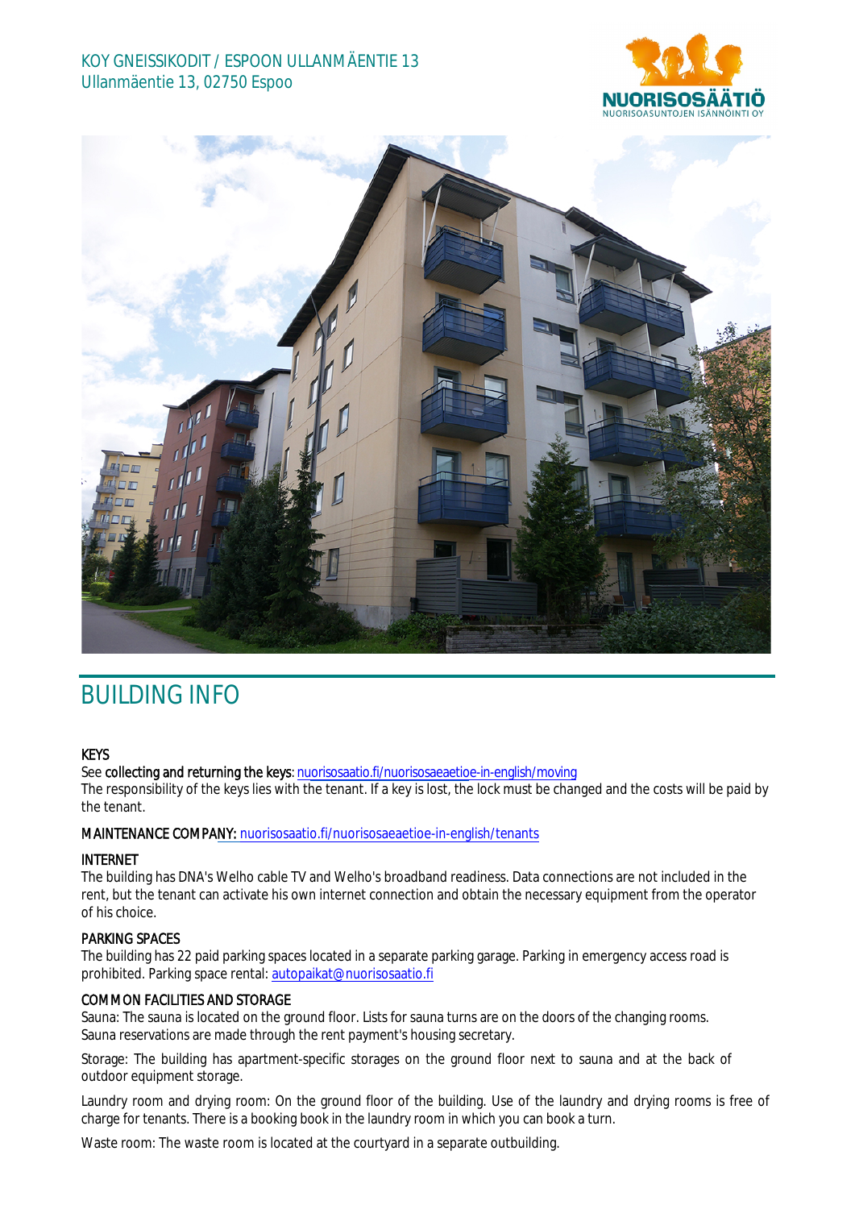KOY GNEISSIKODIT / ESPOON ULLANMÄENTIE 13
Ullanmäentie 13, 02750 Espoo

# BUILDING INFO

**KEYS**

See **collecting and returning the keys**: nuorisosaatio.fi/nuorisosaeaetioe-in-english/moving

The responsibility of the keys lies with the tenant. If a key is lost, the lock must be changed and the costs will be paid by the tenant.

**MAINTENANCE COMPANY:** nuorisosaatio.fi/nuorisosaeaetioe-in-english/tenants

**INTERNET**

The building has DNA's Welho cable TV and Welho's broadband readiness. Data connections are not included in the rent, but the tenant can activate his own internet connection and obtain the necessary equipment from the operator of his choice.

**PARKING SPACES**

The building has 22 paid parking spaces located in a separate parking garage. Parking in emergency access road is prohibited. Parking space rental: autopaikat@nuorisosaatio.fi

**COMMON FACILITIES AND STORAGE**

Sauna: The sauna is located on the ground floor. Lists for sauna turns are on the doors of the changing rooms. Sauna reservations are made through the rent payment's housing secretary.

Storage: The building has apartment-specific storages on the ground floor next to sauna and at the back of outdoor equipment storage.

Laundry room and drying room: On the ground floor of the building. Use of the laundry and drying rooms is free of charge for tenants. There is a booking book in the laundry room in which you can book a turn.

Waste room: The waste room is located at the courtyard in a separate outbuilding.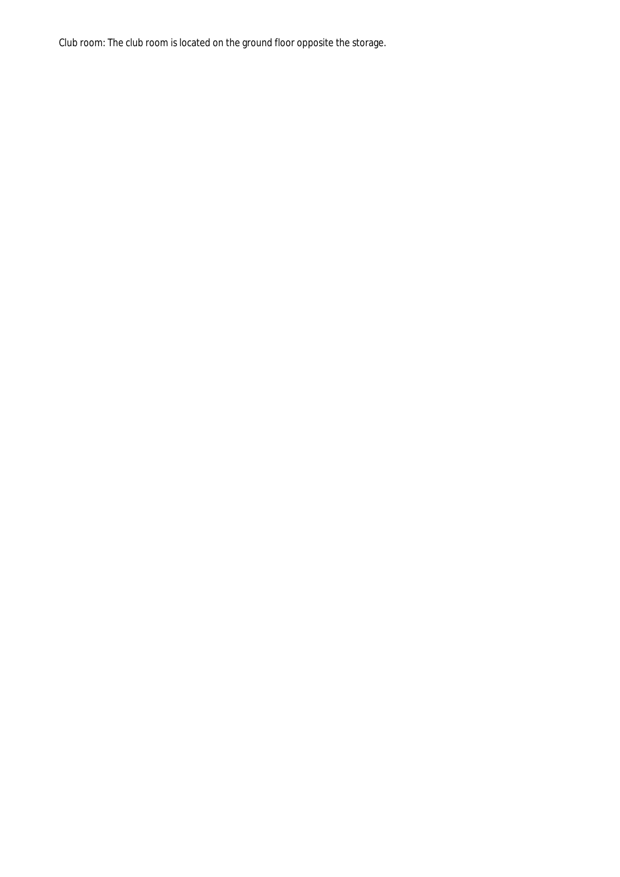Club room: The club room is located on the ground floor opposite the storage.